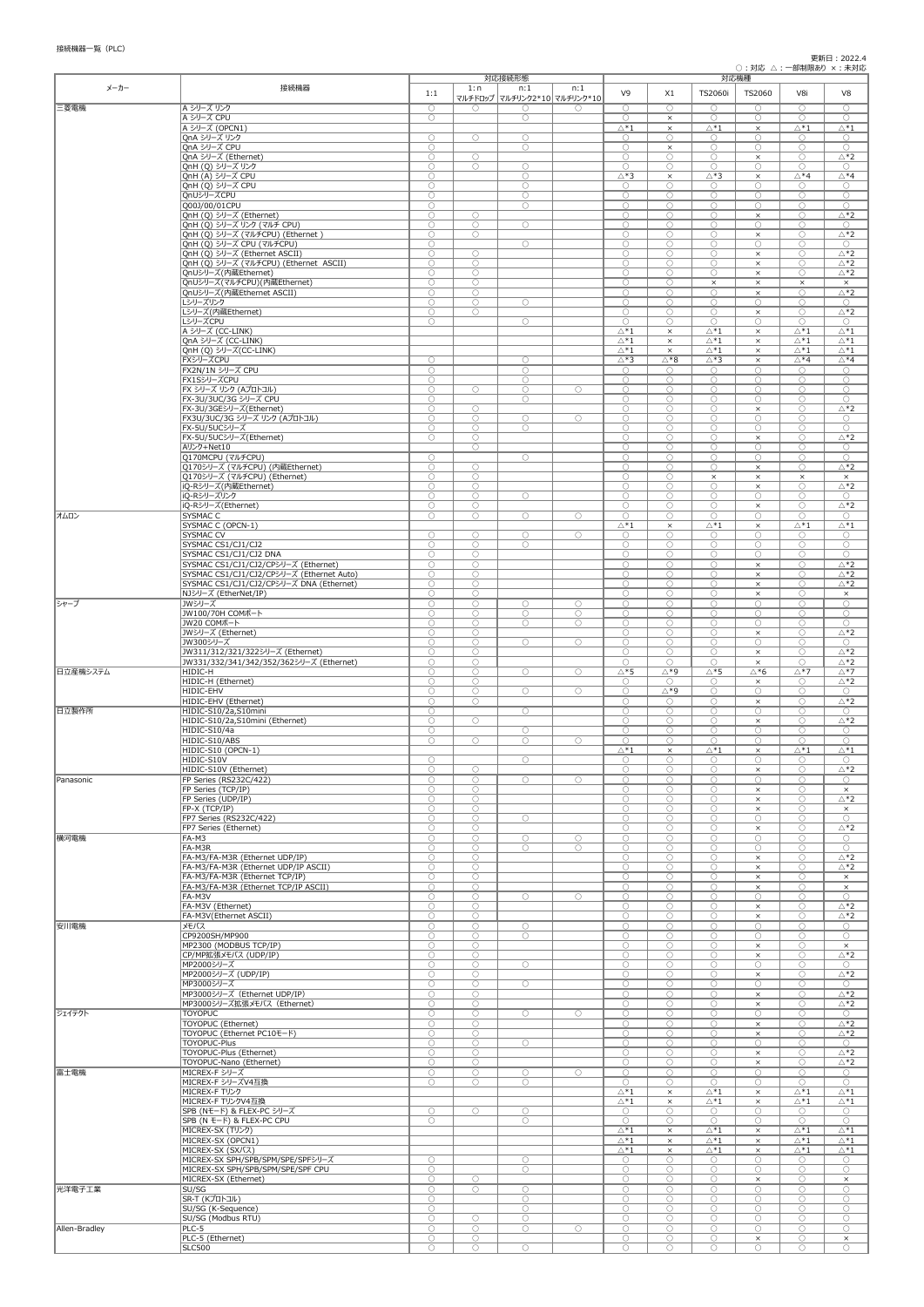接続機器一覧（PLC）

更新日：2022.4

○：対応 △：一部制限あり ×：未対応

| メーカー | 接続機器 | 対応接続形態 | | | | 対応機種 | | | | | |
|---|---|---|---|---|---|---|---|---|---|---|---|
| | | 1:1 | 1:n マルチドロップ | n:1 マルチリンク2*10 | n:1 マルチリンク*10 | V9 | X1 | TS2060i | TS2060 | V8i | V8 |
| 三菱電機 | A シリーズ リンク | ○ | ○ | ○ | ○ | ○ | ○ | ○ | ○ | ○ | ○ |
| | A シリーズ CPU | ○ | | ○ | | ○ | × | ○ | ○ | ○ | ○ |
| | A シリーズ (OPCN1) | | | | | △*1 | × | △*1 | × | △*1 | △*1 |
| | QnA シリーズ リンク | ○ | ○ | ○ | | ○ | ○ | ○ | ○ | ○ | ○ |
| | QnA シリーズ CPU | ○ | | ○ | | ○ | × | ○ | ○ | ○ | ○ |
| | QnA シリーズ (Ethernet) | ○ | ○ | | | ○ | ○ | ○ | × | ○ | △*2 |
| | QnH (Q) シリーズ リンク | ○ | ○ | ○ | | ○ | ○ | ○ | ○ | ○ | ○ |
| | QnH (A) シリーズ CPU | ○ | | ○ | | △*3 | × | △*3 | × | △*4 | △*4 |
| | QnH (Q) シリーズ CPU | ○ | | ○ | | ○ | ○ | ○ | ○ | ○ | ○ |
| | QnUシリーズCPU | ○ | | ○ | | ○ | ○ | ○ | ○ | ○ | ○ |
| | Q00J/00/01CPU | ○ | | ○ | | ○ | ○ | ○ | ○ | ○ | ○ |
| | QnH (Q) シリーズ (Ethernet) | ○ | ○ | | | ○ | ○ | ○ | × | ○ | △*2 |
| | QnH (Q) シリーズ リンク (マルチ CPU) | ○ | ○ | ○ | | ○ | ○ | ○ | ○ | ○ | ○ |
| | QnH (Q) シリーズ (マルチCPU) (Ethernet ) | ○ | ○ | | | ○ | ○ | ○ | × | ○ | △*2 |
| | QnH (Q) シリーズ CPU (マルチCPU) | ○ | | ○ | | ○ | ○ | ○ | ○ | ○ | ○ |
| | QnH (Q) シリーズ (Ethernet ASCII) | ○ | ○ | | | ○ | ○ | ○ | × | ○ | △*2 |
| | QnH (Q) シリーズ (マルチCPU) (Ethernet ASCII) | ○ | ○ | | | ○ | ○ | ○ | × | ○ | △*2 |
| | QnUシリーズ(内蔵Ethernet) | ○ | ○ | | | ○ | ○ | ○ | × | ○ | △*2 |
| | QnUシリーズ(マルチCPU)(内蔵Ethernet) | ○ | ○ | | | ○ | ○ | × | × | × | × |
| | QnUシリーズ(内蔵Ethernet ASCII) | ○ | ○ | | | ○ | ○ | ○ | × | ○ | △*2 |
| | Lシリーズリンク | ○ | ○ | ○ | | ○ | ○ | ○ | ○ | ○ | ○ |
| | Lシリーズ(内蔵Ethernet) | ○ | ○ | | | ○ | ○ | ○ | × | ○ | △*2 |
| | LシリーズCPU | ○ | | ○ | | ○ | ○ | ○ | ○ | ○ | ○ |
| | A シリーズ (CC-LINK) | | | | | △*1 | × | △*1 | × | △*1 | △*1 |
| | QnA シリーズ (CC-LINK) | | | | | △*1 | × | △*1 | × | △*1 | △*1 |
| | QnH (Q) シリーズ(CC-LINK) | | | | | △*1 | × | △*1 | × | △*1 | △*1 |
| | FXシリーズCPU | ○ | | ○ | | △*3 | △*8 | △*3 | × | △*4 | △*4 |
| | FX2N/1N シリーズ CPU | ○ | | ○ | | ○ | ○ | ○ | ○ | ○ | ○ |
| | FX1SシリーズCPU | ○ | | ○ | | ○ | ○ | ○ | ○ | ○ | ○ |
| | FX シリーズ リンク (Aプロトコル) | ○ | ○ | ○ | ○ | ○ | ○ | ○ | ○ | ○ | ○ |
| | FX-3U/3UC/3G シリーズ CPU | ○ | | ○ | | ○ | ○ | ○ | ○ | ○ | ○ |
| | FX-3U/3GEシリーズ(Ethernet) | ○ | ○ | | | ○ | ○ | ○ | × | ○ | △*2 |
| | FX3U/3UC/3G シリーズ リンク (Aプロトコル) | ○ | ○ | ○ | ○ | ○ | ○ | ○ | ○ | ○ | ○ |
| | FX-5U/5UCシリーズ | ○ | ○ | ○ | | ○ | ○ | ○ | ○ | ○ | ○ |
| | FX-5U/5UCシリーズ(Ethernet) | ○ | ○ | | | ○ | ○ | ○ | × | ○ | △*2 |
| | Aリンク+Net10 | | ○ | | | ○ | ○ | ○ | ○ | ○ | ○ |
| | Q170MCPU (マルチCPU) | ○ | | ○ | | ○ | ○ | ○ | ○ | ○ | ○ |
| | Q170シリーズ (マルチCPU) (内蔵Ethernet) | ○ | ○ | | | ○ | ○ | ○ | × | ○ | △*2 |
| | Q170シリーズ (マルチCPU) (Ethernet) | ○ | ○ | | | ○ | ○ | × | × | × | × |
| | iQ-Rシリーズ(内蔵Ethernet) | ○ | ○ | | | ○ | ○ | ○ | × | ○ | △*2 |
| | iQ-Rシリーズリンク | ○ | ○ | ○ | | ○ | ○ | ○ | ○ | ○ | ○ |
| | iQ-Rシリーズ(Ethernet) | ○ | ○ | | | ○ | ○ | ○ | × | ○ | △*2 |
| オムロン | SYSMAC C | ○ | ○ | ○ | ○ | ○ | ○ | ○ | ○ | ○ | ○ |
| | SYSMAC C (OPCN-1) | | | | | △*1 | × | △*1 | × | △*1 | △*1 |
| | SYSMAC CV | ○ | ○ | ○ | ○ | ○ | ○ | ○ | ○ | ○ | ○ |
| | SYSMAC CS1/CJ1/CJ2 | ○ | ○ | ○ | | ○ | ○ | ○ | ○ | ○ | ○ |
| | SYSMAC CS1/CJ1/CJ2 DNA | ○ | ○ | | | ○ | ○ | ○ | ○ | ○ | ○ |
| | SYSMAC CS1/CJ1/CJ2/CPシリーズ (Ethernet) | ○ | ○ | | | ○ | ○ | ○ | × | ○ | △*2 |
| | SYSMAC CS1/CJ1/CJ2/CPシリーズ (Ethernet Auto) | ○ | ○ | | | ○ | ○ | ○ | × | ○ | △*2 |
| | SYSMAC CS1/CJ1/CJ2シリーズ DNA (Ethernet) | ○ | ○ | | | ○ | ○ | ○ | × | ○ | △*2 |
| | NJシリーズ (EtherNet/IP) | ○ | ○ | | | ○ | ○ | ○ | × | ○ | × |
| シャープ | JWシリーズ | ○ | ○ | ○ | ○ | ○ | ○ | ○ | ○ | ○ | ○ |
| | JW100/70H COMポート | ○ | ○ | ○ | ○ | ○ | ○ | ○ | ○ | ○ | ○ |
| | JW20 COMポート | ○ | ○ | ○ | ○ | ○ | ○ | ○ | ○ | ○ | ○ |
| | JWシリーズ (Ethernet) | ○ | ○ | | | ○ | ○ | ○ | × | ○ | △*2 |
| | JW300シリーズ | ○ | ○ | ○ | ○ | ○ | ○ | ○ | ○ | ○ | ○ |
| | JW311/312/321/322シリーズ (Ethernet) | ○ | ○ | | | ○ | ○ | ○ | × | ○ | △*2 |
| | JW331/332/341/342/352/362シリーズ (Ethernet) | ○ | ○ | | | ○ | ○ | ○ | × | ○ | △*2 |
| 日立産機システム | HIDIC-H | ○ | ○ | ○ | ○ | △*5 | △*9 | △*5 | △*6 | △*7 | △*7 |
| | HIDIC-H (Ethernet) | ○ | ○ | | | ○ | ○ | ○ | × | ○ | △*2 |
| | HIDIC-EHV | ○ | ○ | ○ | ○ | ○ | △*9 | ○ | ○ | ○ | ○ |
| | HIDIC-EHV (Ethernet) | ○ | ○ | | | ○ | ○ | ○ | × | ○ | △*2 |
| 日立製作所 | HIDIC-S10/2a,S10mini | ○ | | ○ | | ○ | ○ | ○ | ○ | ○ | ○ |
| | HIDIC-S10/2a,S10mini (Ethernet) | ○ | ○ | | | ○ | ○ | ○ | × | ○ | △*2 |
| | HIDIC-S10/4a | ○ | | ○ | | ○ | ○ | ○ | ○ | ○ | ○ |
| | HIDIC-S10/ABS | ○ | ○ | ○ | ○ | ○ | ○ | ○ | ○ | ○ | ○ |
| | HIDIC-S10 (OPCN-1) | | | | | △*1 | × | △*1 | × | △*1 | △*1 |
| | HIDIC-S10V | ○ | | ○ | | ○ | ○ | ○ | ○ | ○ | ○ |
| | HIDIC-S10V (Ethernet) | ○ | ○ | | | ○ | ○ | ○ | × | ○ | △*2 |
| Panasonic | FP Series (RS232C/422) | ○ | ○ | ○ | ○ | ○ | ○ | ○ | ○ | ○ | ○ |
| | FP Series (TCP/IP) | ○ | ○ | | | ○ | ○ | ○ | × | ○ | × |
| | FP Series (UDP/IP) | ○ | ○ | | | ○ | ○ | ○ | × | ○ | △*2 |
| | FP-X (TCP/IP) | ○ | ○ | | | ○ | ○ | ○ | × | ○ | × |
| | FP7 Series (RS232C/422) | ○ | ○ | ○ | | ○ | ○ | ○ | ○ | ○ | ○ |
| | FP7 Series (Ethernet) | ○ | ○ | | | ○ | ○ | ○ | × | ○ | △*2 |
| 横河電機 | FA-M3 | ○ | ○ | ○ | ○ | ○ | ○ | ○ | ○ | ○ | ○ |
| | FA-M3R | ○ | ○ | ○ | ○ | ○ | ○ | ○ | ○ | ○ | ○ |
| | FA-M3/FA-M3R (Ethernet UDP/IP) | ○ | ○ | | | ○ | ○ | ○ | × | ○ | △*2 |
| | FA-M3/FA-M3R (Ethernet UDP/IP ASCII) | ○ | ○ | | | ○ | ○ | ○ | × | ○ | △*2 |
| | FA-M3/FA-M3R (Ethernet TCP/IP) | ○ | ○ | | | ○ | ○ | ○ | × | ○ | × |
| | FA-M3/FA-M3R (Ethernet TCP/IP ASCII) | ○ | ○ | | | ○ | ○ | ○ | × | ○ | × |
| | FA-M3V | ○ | ○ | ○ | ○ | ○ | ○ | ○ | ○ | ○ | ○ |
| | FA-M3V (Ethernet) | ○ | ○ | | | ○ | ○ | ○ | × | ○ | △*2 |
| | FA-M3V(Ethernet ASCII) | ○ | ○ | | | ○ | ○ | ○ | × | ○ | △*2 |
| 安川電機 | メモバス | ○ | ○ | ○ | | ○ | ○ | ○ | ○ | ○ | ○ |
| | CP9200SH/MP900 | ○ | ○ | ○ | | ○ | ○ | ○ | ○ | ○ | ○ |
| | MP2300 (MODBUS TCP/IP) | ○ | ○ | | | ○ | ○ | ○ | × | ○ | × |
| | CP/MP拡張メモバス (UDP/IP) | ○ | ○ | | | ○ | ○ | ○ | × | ○ | △*2 |
| | MP2000シリーズ | ○ | ○ | ○ | | ○ | ○ | ○ | ○ | ○ | ○ |
| | MP2000シリーズ (UDP/IP) | ○ | ○ | | | ○ | ○ | ○ | × | ○ | △*2 |
| | MP3000シリーズ | ○ | ○ | ○ | | ○ | ○ | ○ | ○ | ○ | ○ |
| | MP3000シリーズ (Ethernet UDP/IP) | ○ | ○ | | | ○ | ○ | ○ | × | ○ | △*2 |
| | MP3000シリーズ拡張メモバス (Ethernet) | ○ | ○ | | | ○ | ○ | ○ | × | ○ | △*2 |
| ジェイテクト | TOYOPUC | ○ | ○ | ○ | ○ | ○ | ○ | ○ | ○ | ○ | ○ |
| | TOYOPUC (Ethernet) | ○ | ○ | | | ○ | ○ | ○ | × | ○ | △*2 |
| | TOYOPUC (Ethernet PC10モード) | ○ | ○ | | | ○ | ○ | ○ | × | ○ | △*2 |
| | TOYOPUC-Plus | ○ | ○ | ○ | | ○ | ○ | ○ | ○ | ○ | ○ |
| | TOYOPUC-Plus (Ethernet) | ○ | ○ | | | ○ | ○ | ○ | × | ○ | △*2 |
| | TOYOPUC-Nano (Ethernet) | ○ | ○ | | | ○ | ○ | ○ | × | ○ | △*2 |
| 富士電機 | MICREX-F シリーズ | ○ | ○ | ○ | ○ | ○ | ○ | ○ | ○ | ○ | ○ |
| | MICREX-F シリーズV4互換 | ○ | ○ | ○ | | ○ | ○ | ○ | ○ | ○ | ○ |
| | MICREX-F Tリンク | | | | | △*1 | × | △*1 | × | △*1 | △*1 |
| | MICREX-F TリンクV4互換 | | | | | △*1 | × | △*1 | × | △*1 | △*1 |
| | SPB (Nモード) & FLEX-PC シリーズ | ○ | ○ | ○ | | ○ | ○ | ○ | ○ | ○ | ○ |
| | SPB (N モード) & FLEX-PC CPU | ○ | | ○ | | ○ | ○ | ○ | ○ | ○ | ○ |
| | MICREX-SX (Tリンク) | | | | | △*1 | × | △*1 | × | △*1 | △*1 |
| | MICREX-SX (OPCN1) | | | | | △*1 | × | △*1 | × | △*1 | △*1 |
| | MICREX-SX (SXバス) | | | | | △*1 | × | △*1 | × | △*1 | △*1 |
| | MICREX-SX SPH/SPB/SPM/SPE/SPFシリーズ | ○ | ○ | ○ | | ○ | ○ | ○ | ○ | ○ | ○ |
| | MICREX-SX SPH/SPB/SPM/SPE/SPF CPU | ○ | | ○ | | ○ | ○ | ○ | ○ | ○ | ○ |
| | MICREX-SX (Ethernet) | ○ | ○ | | | ○ | ○ | ○ | × | ○ | × |
| 光洋電子工業 | SU/SG | ○ | ○ | ○ | | ○ | ○ | ○ | ○ | ○ | ○ |
| | SR-T (Kプロトコル) | ○ | | ○ | | ○ | ○ | ○ | ○ | ○ | ○ |
| | SU/SG (K-Sequence) | ○ | | ○ | | ○ | ○ | ○ | ○ | ○ | ○ |
| | SU/SG (Modbus RTU) | ○ | ○ | ○ | | ○ | ○ | ○ | ○ | ○ | ○ |
| Allen-Bradley | PLC-5 | ○ | ○ | ○ | ○ | ○ | ○ | ○ | ○ | ○ | ○ |
| | PLC-5 (Ethernet) | ○ | ○ | | | ○ | ○ | ○ | × | ○ | × |
| | SLC500 | ○ | ○ | ○ | | ○ | ○ | ○ | ○ | ○ | ○ |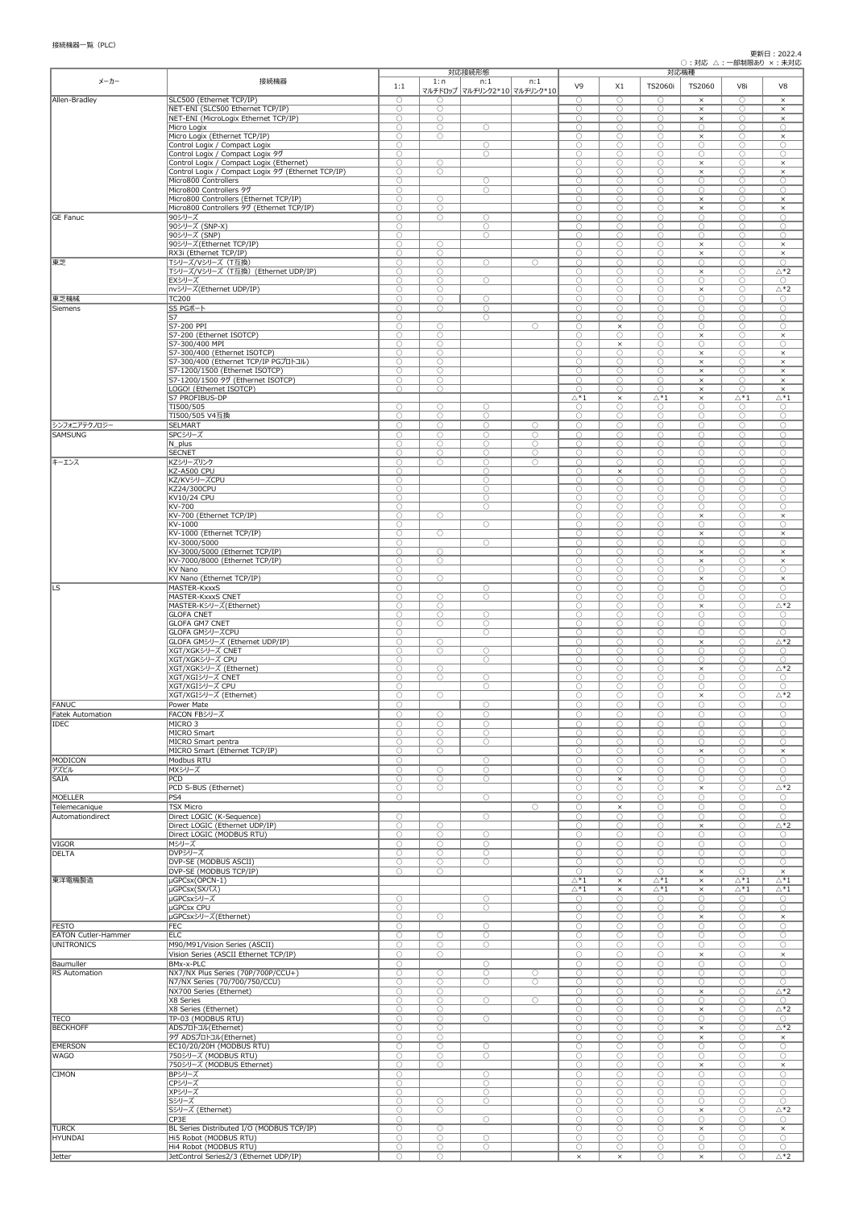接続機器一覧（PLC）

更新日：2022.4

○：対応 △：一部制限あり ×：未対応

| メーカー | 接続機器 | 対応接続形態 | | | | 対応機種 | | | | | |
|---|---|---|---|---|---|---|---|---|---|---|---|
| | | 1:1 | 1:n マルチドロップ | n:1 マルチリンク2*10 | n:1 マルチリンク*10 | V9 | X1 | TS2060i | TS2060 | V8i | V8 |
| Allen-Bradley | SLC500 (Ethernet TCP/IP) | ○ | ○ | | | ○ | ○ | ○ | × | ○ | × |
| | NET-ENI (SLC500 Ethernet TCP/IP) | ○ | ○ | | | ○ | ○ | ○ | × | ○ | × |
| | NET-ENI (MicroLogix Ethernet TCP/IP) | ○ | ○ | | | ○ | ○ | ○ | × | ○ | × |
| | Micro Logix | ○ | ○ | ○ | | ○ | ○ | ○ | ○ | ○ | ○ |
| | Micro Logix (Ethernet TCP/IP) | ○ | ○ | | | ○ | ○ | ○ | × | ○ | × |
| | Control Logix / Compact Logix | ○ | | ○ | | ○ | ○ | ○ | ○ | ○ | ○ |
| | Control Logix / Compact Logix タグ | ○ | | ○ | | ○ | ○ | ○ | ○ | ○ | ○ |
| | Control Logix / Compact Logix (Ethernet) | ○ | ○ | | | ○ | ○ | ○ | × | ○ | × |
| | Control Logix / Compact Logix タグ (Ethernet TCP/IP) | ○ | ○ | | | ○ | ○ | ○ | × | ○ | × |
| | Micro800 Controllers | ○ | | ○ | | ○ | ○ | ○ | ○ | ○ | ○ |
| | Micro800 Controllers タグ | ○ | | ○ | | ○ | ○ | ○ | ○ | ○ | ○ |
| | Micro800 Controllers (Ethernet TCP/IP) | ○ | ○ | | | ○ | ○ | ○ | × | ○ | × |
| | Micro800 Controllers タグ (Ethernet TCP/IP) | ○ | ○ | | | ○ | ○ | ○ | × | ○ | × |
| GE Fanuc | 90シリーズ | ○ | ○ | ○ | | ○ | ○ | ○ | ○ | ○ | ○ |
| | 90シリーズ (SNP-X) | ○ | | ○ | | ○ | ○ | ○ | ○ | ○ | ○ |
| | 90シリーズ (SNP) | ○ | | ○ | | ○ | ○ | ○ | ○ | ○ | ○ |
| | 90シリーズ(Ethernet TCP/IP) | ○ | ○ | | | ○ | ○ | ○ | × | ○ | × |
| | RX3i (Ethernet TCP/IP) | ○ | ○ | | | ○ | ○ | ○ | × | ○ | × |
| 東芝 | Tシリーズ/Vシリーズ（T互換） | ○ | ○ | ○ | ○ | ○ | ○ | ○ | ○ | ○ | ○ |
| | Tシリーズ/Vシリーズ（T互換）(Ethernet UDP/IP) | ○ | ○ | | | ○ | ○ | ○ | × | ○ | △*2 |
| | EXシリーズ | ○ | ○ | ○ | | ○ | ○ | ○ | ○ | ○ | ○ |
| | nvシリーズ(Ethernet UDP/IP) | ○ | ○ | | | ○ | ○ | ○ | × | ○ | △*2 |
| 東芝機械 | TC200 | ○ | ○ | ○ | | ○ | ○ | ○ | ○ | ○ | ○ |
| Siemens | S5 PGポート | ○ | ○ | ○ | | ○ | ○ | ○ | ○ | ○ | ○ |
| | S7 | ○ | | ○ | | ○ | ○ | ○ | ○ | ○ | ○ |
| | S7-200 PPI | ○ | ○ | | ○ | ○ | × | ○ | ○ | ○ | ○ |
| | S7-200 (Ethernet ISOTCP) | ○ | ○ | | | ○ | ○ | ○ | × | ○ | × |
| | S7-300/400 MPI | ○ | ○ | | | ○ | × | ○ | ○ | ○ | ○ |
| | S7-300/400 (Ethernet ISOTCP) | ○ | ○ | | | ○ | ○ | ○ | × | ○ | × |
| | S7-300/400 (Ethernet TCP/IP PGプロトコル) | ○ | ○ | | | ○ | ○ | ○ | × | ○ | × |
| | S7-1200/1500 (Ethernet ISOTCP) | ○ | ○ | | | ○ | ○ | ○ | × | ○ | × |
| | S7-1200/1500 タグ (Ethernet ISOTCP) | ○ | ○ | | | ○ | ○ | ○ | × | ○ | × |
| | LOGO! (Ethernet ISOTCP) | ○ | ○ | | | ○ | ○ | ○ | × | ○ | × |
| | S7 PROFIBUS-DP | | | | | △*1 | × | △*1 | × | △*1 | △*1 |
| | TI500/505 | ○ | ○ | ○ | | ○ | ○ | ○ | ○ | ○ | ○ |
| | TI500/505 V4互換 | ○ | ○ | ○ | | ○ | ○ | ○ | ○ | ○ | ○ |
| シンフォニアテクノロジー | SELMART | ○ | ○ | ○ | ○ | ○ | ○ | ○ | ○ | ○ | ○ |
| SAMSUNG | SPCシリーズ | ○ | ○ | ○ | ○ | ○ | ○ | ○ | ○ | ○ | ○ |
| | N_plus | ○ | ○ | ○ | ○ | ○ | ○ | ○ | ○ | ○ | ○ |
| | SECNET | ○ | ○ | ○ | ○ | ○ | ○ | ○ | ○ | ○ | ○ |
| キーエンス | KZシリーズリンク | ○ | ○ | ○ | ○ | ○ | ○ | ○ | ○ | ○ | ○ |
| | KZ-A500 CPU | ○ | | ○ | | ○ | × | ○ | ○ | ○ | ○ |
| | KZ/KVシリーズCPU | ○ | | ○ | | ○ | ○ | ○ | ○ | ○ | ○ |
| | KZ24/300CPU | ○ | | ○ | | ○ | ○ | ○ | ○ | ○ | ○ |
| | KV10/24 CPU | ○ | | ○ | | ○ | ○ | ○ | ○ | ○ | ○ |
| | KV-700 | ○ | | ○ | | ○ | ○ | ○ | ○ | ○ | ○ |
| | KV-700 (Ethernet TCP/IP) | ○ | ○ | | | ○ | ○ | ○ | × | ○ | × |
| | KV-1000 | ○ | | ○ | | ○ | ○ | ○ | ○ | ○ | ○ |
| | KV-1000 (Ethernet TCP/IP) | ○ | ○ | | | ○ | ○ | ○ | × | ○ | × |
| | KV-3000/5000 | ○ | | ○ | | ○ | ○ | ○ | ○ | ○ | ○ |
| | KV-3000/5000 (Ethernet TCP/IP) | ○ | ○ | | | ○ | ○ | ○ | × | ○ | × |
| | KV-7000/8000 (Ethernet TCP/IP) | ○ | ○ | | | ○ | ○ | ○ | × | ○ | × |
| | KV Nano | ○ | | | | ○ | ○ | ○ | ○ | ○ | ○ |
| | KV Nano (Ethernet TCP/IP) | ○ | ○ | | | ○ | ○ | ○ | × | ○ | × |
| LS | MASTER-KxxxS | ○ | | ○ | | ○ | ○ | ○ | ○ | ○ | ○ |
| | MASTER-KxxxS CNET | ○ | ○ | ○ | | ○ | ○ | ○ | ○ | ○ | ○ |
| | MASTER-Kシリーズ(Ethernet) | ○ | ○ | | | ○ | ○ | ○ | × | ○ | △*2 |
| | GLOFA CNET | ○ | ○ | ○ | | ○ | ○ | ○ | ○ | ○ | ○ |
| | GLOFA GM7 CNET | ○ | ○ | ○ | | ○ | ○ | ○ | ○ | ○ | ○ |
| | GLOFA GMシリーズCPU | ○ | | ○ | | ○ | ○ | ○ | ○ | ○ | ○ |
| | GLOFA GMシリーズ (Ethernet UDP/IP) | ○ | ○ | | | ○ | ○ | ○ | × | ○ | △*2 |
| | XGT/XGKシリーズ CNET | ○ | ○ | ○ | | ○ | ○ | ○ | ○ | ○ | ○ |
| | XGT/XGKシリーズ CPU | ○ | | ○ | | ○ | ○ | ○ | ○ | ○ | ○ |
| | XGT/XGKシリーズ (Ethernet) | ○ | ○ | | | ○ | ○ | ○ | × | ○ | △*2 |
| | XGT/XGIシリーズ CNET | ○ | ○ | ○ | | ○ | ○ | ○ | ○ | ○ | ○ |
| | XGT/XGIシリーズ CPU | ○ | | ○ | | ○ | ○ | ○ | ○ | ○ | ○ |
| | XGT/XGIシリーズ (Ethernet) | ○ | ○ | | | ○ | ○ | ○ | × | ○ | △*2 |
| FANUC | Power Mate | ○ | | ○ | | ○ | ○ | ○ | ○ | ○ | ○ |
| Fatek Automation | FACON FBシリーズ | ○ | ○ | ○ | | ○ | ○ | ○ | ○ | ○ | ○ |
| IDEC | MICRO 3 | ○ | ○ | ○ | | ○ | ○ | ○ | ○ | ○ | ○ |
| | MICRO Smart | ○ | ○ | ○ | | ○ | ○ | ○ | ○ | ○ | ○ |
| | MICRO Smart pentra | ○ | ○ | ○ | | ○ | ○ | ○ | ○ | ○ | ○ |
| | MICRO Smart (Ethernet TCP/IP) | ○ | ○ | | | ○ | ○ | ○ | × | ○ | × |
| MODICON | Modbus RTU | ○ | | ○ | | ○ | ○ | ○ | ○ | ○ | ○ |
| アズビル | MXシリーズ | ○ | ○ | ○ | | ○ | ○ | ○ | ○ | ○ | ○ |
| SAIA | PCD | ○ | ○ | ○ | | ○ | × | ○ | ○ | ○ | ○ |
| | PCD S-BUS (Ethernet) | ○ | ○ | | | ○ | ○ | ○ | × | ○ | △*2 |
| MOELLER | PS4 | ○ | | ○ | | ○ | ○ | ○ | ○ | ○ | ○ |
| Telemecanique | TSX Micro | | | | ○ | ○ | × | ○ | ○ | ○ | ○ |
| Automationdirect | Direct LOGIC (K-Sequence) | ○ | | ○ | | ○ | ○ | ○ | ○ | ○ | ○ |
| | Direct LOGIC (Ethernet UDP/IP) | ○ | ○ | | | ○ | ○ | ○ | × | ○ | △*2 |
| | Direct LOGIC (MODBUS RTU) | ○ | ○ | ○ | | ○ | ○ | ○ | ○ | ○ | ○ |
| VIGOR | Mシリーズ | ○ | ○ | ○ | | ○ | ○ | ○ | ○ | ○ | ○ |
| DELTA | DVPシリーズ | ○ | ○ | ○ | | ○ | ○ | ○ | ○ | ○ | ○ |
| | DVP-SE (MODBUS ASCII) | ○ | ○ | ○ | | ○ | ○ | ○ | ○ | ○ | ○ |
| | DVP-SE (MODBUS TCP/IP) | ○ | ○ | | | ○ | ○ | ○ | × | ○ | × |
| 東洋電機製造 | μGPCsx(OPCN-1) | | | | | △*1 | × | △*1 | × | △*1 | △*1 |
| | μGPCsx(SXバス) | | | | | △*1 | × | △*1 | × | △*1 | △*1 |
| | μGPCsxシリーズ | ○ | | ○ | | ○ | ○ | ○ | ○ | ○ | ○ |
| | μGPCsx CPU | ○ | | ○ | | ○ | ○ | ○ | ○ | ○ | ○ |
| | μGPCsxシリーズ(Ethernet) | ○ | ○ | | | ○ | ○ | ○ | × | ○ | × |
| FESTO | FEC | ○ | | ○ | | ○ | ○ | ○ | ○ | ○ | ○ |
| EATON Cutler-Hammer | ELC | ○ | ○ | ○ | | ○ | ○ | ○ | ○ | ○ | ○ |
| UNITRONICS | M90/M91/Vision Series (ASCII) | ○ | ○ | ○ | | ○ | ○ | ○ | ○ | ○ | ○ |
| | Vision Series (ASCII Ethernet TCP/IP) | ○ | ○ | | | ○ | ○ | ○ | × | ○ | × |
| Baumuller | BMx-x-PLC | ○ | | ○ | | ○ | ○ | ○ | ○ | ○ | ○ |
| RS Automation | NX7/NX Plus Series (70P/700P/CCU+) | ○ | ○ | ○ | ○ | ○ | ○ | ○ | ○ | ○ | ○ |
| | N7/NX Series (70/700/750/CCU) | ○ | ○ | ○ | ○ | ○ | ○ | ○ | ○ | ○ | ○ |
| | NX700 Series (Ethernet) | ○ | ○ | | | ○ | ○ | ○ | × | ○ | △*2 |
| | X8 Series | ○ | ○ | ○ | ○ | ○ | ○ | ○ | ○ | ○ | ○ |
| | X8 Series (Ethernet) | ○ | ○ | | | ○ | ○ | ○ | × | ○ | △*2 |
| TECO | TP-03 (MODBUS RTU) | ○ | ○ | ○ | | ○ | ○ | ○ | ○ | ○ | ○ |
| BECKHOFF | ADSプロトコル(Ethernet) | ○ | ○ | | | ○ | ○ | ○ | × | ○ | △*2 |
| | タグ ADSプロトコル(Ethernet) | ○ | ○ | | | ○ | ○ | ○ | × | ○ | × |
| EMERSON | EC10/20/20H (MODBUS RTU) | ○ | ○ | ○ | | ○ | ○ | ○ | ○ | ○ | ○ |
| WAGO | 750シリーズ (MODBUS RTU) | ○ | ○ | ○ | | ○ | ○ | ○ | ○ | ○ | ○ |
| | 750シリーズ (MODBUS Ethernet) | ○ | ○ | | | ○ | ○ | ○ | × | ○ | × |
| CIMON | BPシリーズ | ○ | | ○ | | ○ | ○ | ○ | ○ | ○ | ○ |
| | CPシリーズ | ○ | | ○ | | ○ | ○ | ○ | ○ | ○ | ○ |
| | XPシリーズ | ○ | | ○ | | ○ | ○ | ○ | ○ | ○ | ○ |
| | Sシリーズ | ○ | ○ | ○ | | ○ | ○ | ○ | ○ | ○ | ○ |
| | Sシリーズ (Ethernet) | ○ | ○ | | | ○ | ○ | ○ | × | ○ | △*2 |
| | CP3E | ○ | | ○ | | ○ | ○ | ○ | ○ | ○ | ○ |
| TURCK | BL Series Distributed I/O (MODBUS TCP/IP) | ○ | ○ | | | ○ | ○ | ○ | × | ○ | × |
| HYUNDAI | Hi5 Robot (MODBUS RTU) | ○ | ○ | ○ | | ○ | ○ | ○ | ○ | ○ | ○ |
| | Hi4 Robot (MODBUS RTU) | ○ | ○ | ○ | | ○ | ○ | ○ | ○ | ○ | ○ |
| Jetter | JetControl Series2/3 (Ethernet UDP/IP) | ○ | ○ | | | × | × | ○ | × | ○ | △*2 |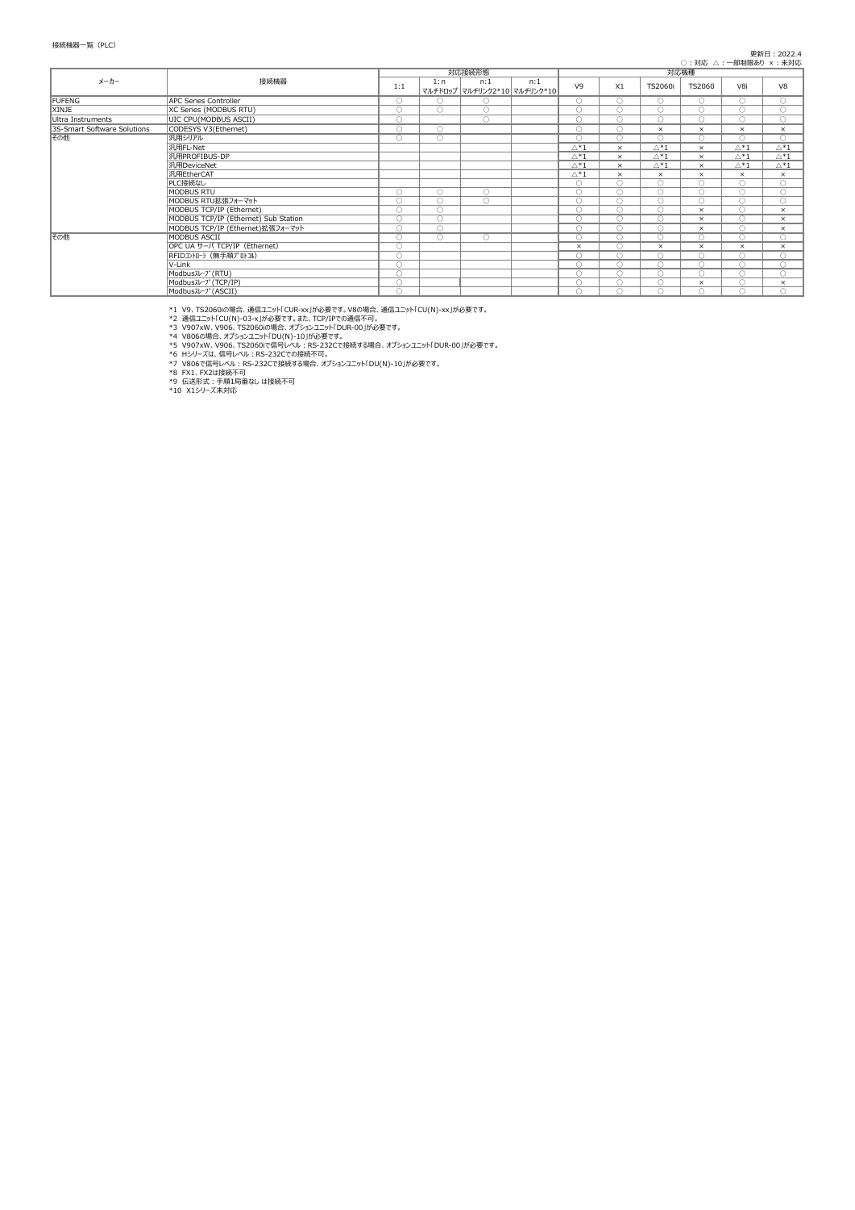接続機器一覧（PLC）

更新日：2022.4

○：対応 △：一部制限あり ×：未対応

| メーカー | 接続機器 | 対応接続形態 | | | | 対応機種 | | | | | |
|---|---|---|---|---|---|---|---|---|---|---|---|
| | | 1:1 | 1:n マルチドロップ | n:1 マルチリンク2*10 | n:1 マルチリンク*10 | V9 | X1 | TS2060i | TS2060 | V8i | V8 |
| FUFENG | APC Series Controller | ○ | ○ | ○ | | ○ | ○ | ○ | ○ | ○ | ○ |
| XINJE | XC Series (MODBUS RTU) | ○ | ○ | ○ | | ○ | ○ | ○ | ○ | ○ | ○ |
| Ultra Instruments | UIC CPU(MODBUS ASCII) | ○ | | ○ | | ○ | ○ | ○ | ○ | ○ | ○ |
| 3S-Smart Software Solutions | CODESYS V3(Ethernet) | ○ | ○ | | | ○ | ○ | × | × | × | × |
| その他 | 汎用シリアル | ○ | ○ | | | ○ | ○ | ○ | ○ | ○ | ○ |
| | 汎用FL-Net | | | | | △*1 | × | △*1 | × | △*1 | △*1 |
| | 汎用PROFIBUS-DP | | | | | △*1 | × | △*1 | × | △*1 | △*1 |
| | 汎用DeviceNet | | | | | △*1 | × | △*1 | × | △*1 | △*1 |
| | 汎用EtherCAT | | | | | △*1 | × | × | × | × | × |
| | PLC接続なし | | | | | ○ | ○ | ○ | ○ | ○ | ○ |
| | MODBUS RTU | ○ | ○ | ○ | | ○ | ○ | ○ | ○ | ○ | ○ |
| | MODBUS RTU拡張フォーマット | ○ | ○ | ○ | | ○ | ○ | ○ | ○ | ○ | ○ |
| | MODBUS TCP/IP (Ethernet) | ○ | ○ | | | ○ | ○ | ○ | × | ○ | × |
| | MODBUS TCP/IP (Ethernet) Sub Station | ○ | ○ | | | ○ | ○ | ○ | × | ○ | × |
| | MODBUS TCP/IP (Ethernet)拡張フォーマット | ○ | ○ | | | ○ | ○ | ○ | × | ○ | × |
| その他 | MODBUS ASCII | ○ | ○ | ○ | | ○ | ○ | ○ | ○ | ○ | ○ |
| | OPC UA サーバ TCP/IP（Ethernet） | ○ | | | | × | ○ | × | × | × | × |
| | RFIDｺﾝﾄﾛｰﾗ（無手順ﾌﾟﾛﾄｺﾙ） | ○ | | | | ○ | ○ | ○ | ○ | ○ | ○ |
| | V-Link | ○ | | | | ○ | ○ | ○ | ○ | ○ | ○ |
| | Modbusｽﾚｰﾌﾞ(RTU) | ○ | | | | ○ | ○ | ○ | ○ | ○ | ○ |
| | Modbusｽﾚｰﾌﾞ(TCP/IP) | ○ | | | | ○ | ○ | ○ | × | ○ | × |
| | Modbusｽﾚｰﾌﾞ(ASCII) | ○ | | | | ○ | ○ | ○ | ○ | ○ | ○ |

*1 V9、TS2060iの場合、通信ユニット「CUR-xx」が必要です。V8の場合、通信ユニット「CU(N)-xx」が必要です。

*2 通信ユニット「CU(N)-03-x」が必要です。また、TCP/IPでの通信不可。

*3 V907xW、V906、TS2060iの場合、オプションユニット「DUR-00」が必要です。

*4 V806の場合、オプションユニット「DU(N)-10」が必要です。

*5 V907xW、V906、TS2060iで信号レベル：RS-232Cで接続する場合、オプションユニット「DUR-00」が必要です。

*6 Hシリーズは、信号レベル：RS-232Cでの接続不可。

*7 V806で信号レベル：RS-232Cで接続する場合、オプションユニット「DU(N)-10」が必要です。

*8 FX1、FX2は接続不可

*9 伝送形式：手順1局番なし は接続不可

*10 X1シリーズ未対応